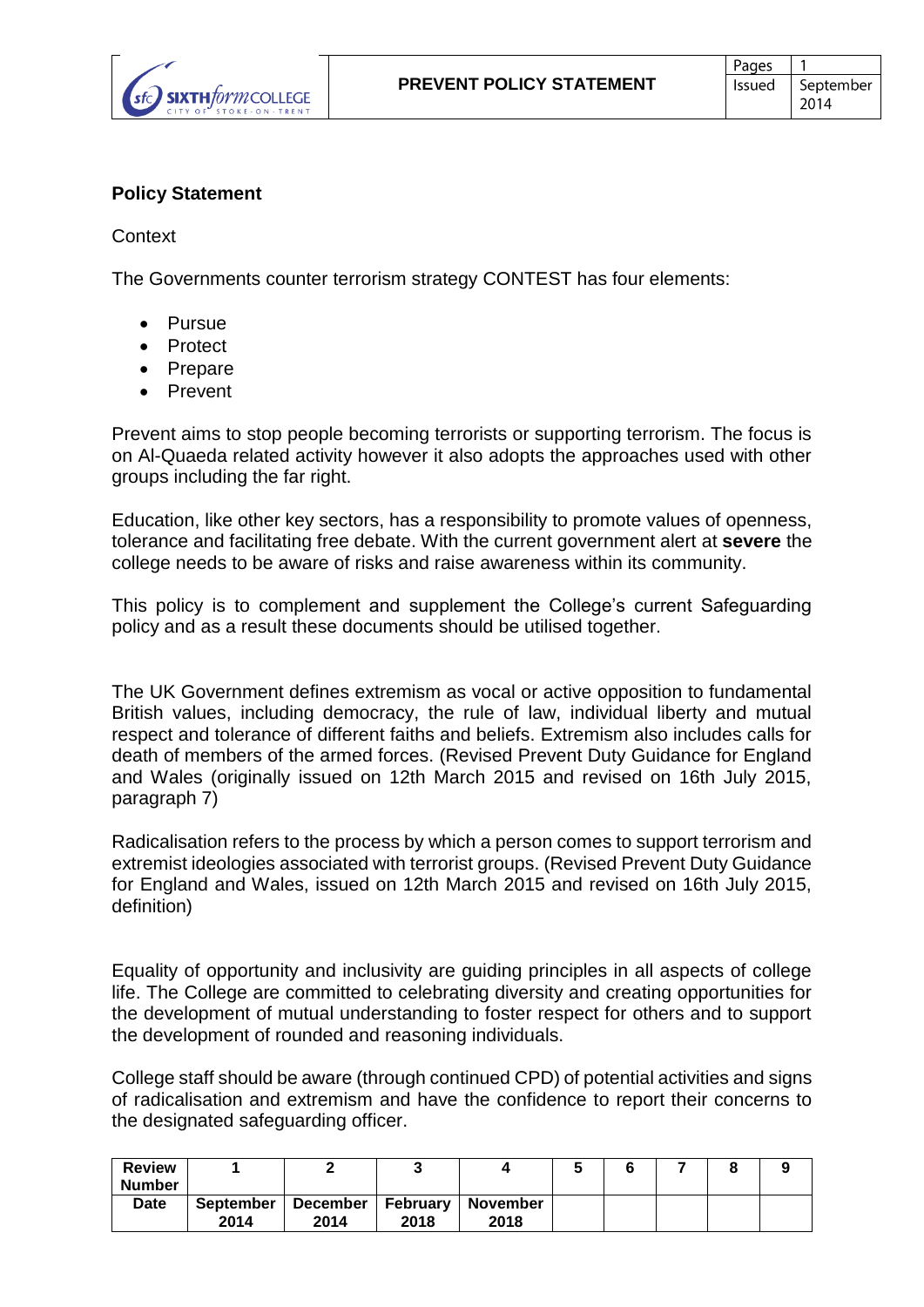| | PREVENT POLICY STATEMENT | Pages | 1 |
|---|---|---|---|
| | | Issued | September 2014 |

**Policy Statement**

Context

The Governments counter terrorism strategy CONTEST has four elements:

- Pursue
- Protect
- Prepare
- Prevent

Prevent aims to stop people becoming terrorists or supporting terrorism. The focus is on Al-Quaeda related activity however it also adopts the approaches used with other groups including the far right.

Education, like other key sectors, has a responsibility to promote values of openness, tolerance and facilitating free debate. With the current government alert at **severe** the college needs to be aware of risks and raise awareness within its community.

This policy is to complement and supplement the College's current Safeguarding policy and as a result these documents should be utilised together.

The UK Government defines extremism as vocal or active opposition to fundamental British values, including democracy, the rule of law, individual liberty and mutual respect and tolerance of different faiths and beliefs. Extremism also includes calls for death of members of the armed forces. (Revised Prevent Duty Guidance for England and Wales (originally issued on 12th March 2015 and revised on 16th July 2015, paragraph 7)

Radicalisation refers to the process by which a person comes to support terrorism and extremist ideologies associated with terrorist groups. (Revised Prevent Duty Guidance for England and Wales, issued on 12th March 2015 and revised on 16th July 2015, definition)

Equality of opportunity and inclusivity are guiding principles in all aspects of college life. The College are committed to celebrating diversity and creating opportunities for the development of mutual understanding to foster respect for others and to support the development of rounded and reasoning individuals.

College staff should be aware (through continued CPD) of potential activities and signs of radicalisation and extremism and have the confidence to report their concerns to the designated safeguarding officer.

| Review Number | 1 | 2 | 3 | 4 | 5 | 6 | 7 | 8 | 9 |
|---|---|---|---|---|---|---|---|---|---|
| Date | September 2014 | December 2014 | February 2018 | November 2018 | | | | | |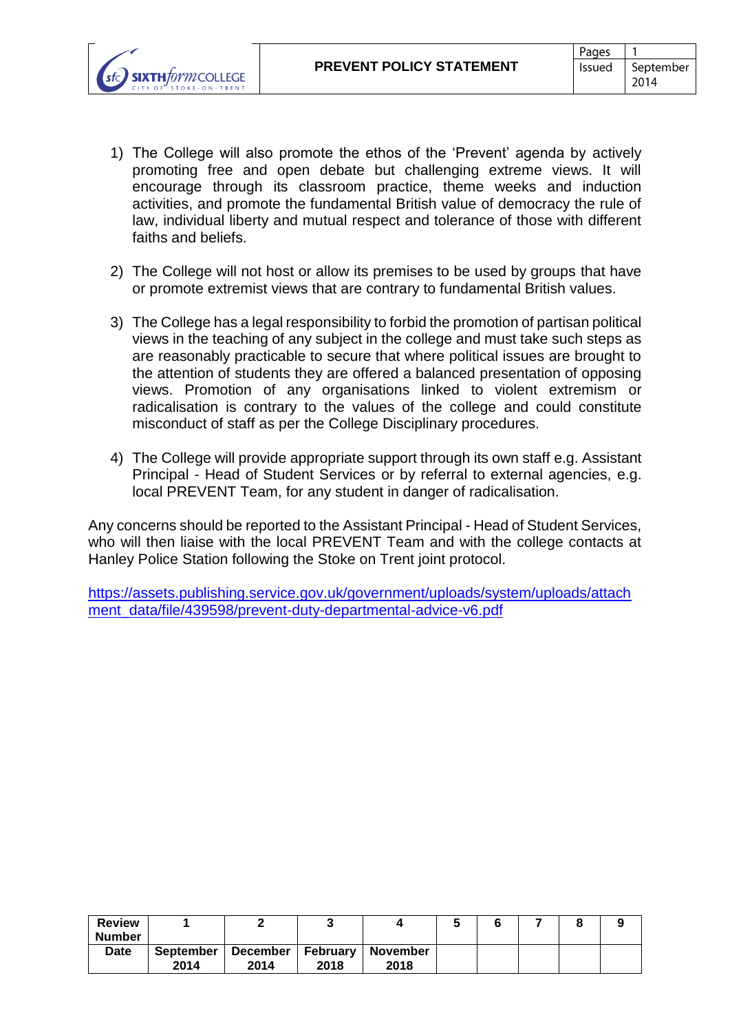1) The College will also promote the ethos of the 'Prevent' agenda by actively promoting free and open debate but challenging extreme views. It will encourage through its classroom practice, theme weeks and induction activities, and promote the fundamental British value of democracy the rule of law, individual liberty and mutual respect and tolerance of those with different faiths and beliefs.

2) The College will not host or allow its premises to be used by groups that have or promote extremist views that are contrary to fundamental British values.

3) The College has a legal responsibility to forbid the promotion of partisan political views in the teaching of any subject in the college and must take such steps as are reasonably practicable to secure that where political issues are brought to the attention of students they are offered a balanced presentation of opposing views. Promotion of any organisations linked to violent extremism or radicalisation is contrary to the values of the college and could constitute misconduct of staff as per the College Disciplinary procedures.

4) The College will provide appropriate support through its own staff e.g. Assistant Principal - Head of Student Services or by referral to external agencies, e.g. local PREVENT Team, for any student in danger of radicalisation.

Any concerns should be reported to the Assistant Principal - Head of Student Services, who will then liaise with the local PREVENT Team and with the college contacts at Hanley Police Station following the Stoke on Trent joint protocol.

https://assets.publishing.service.gov.uk/government/uploads/system/uploads/attachment_data/file/439598/prevent-duty-departmental-advice-v6.pdf

| Review Number | 1 | 2 | 3 | 4 | 5 | 6 | 7 | 8 | 9 |
|---|---|---|---|---|---|---|---|---|---|
| Date | September 2014 | December 2014 | February 2018 | November 2018 | | | | | |